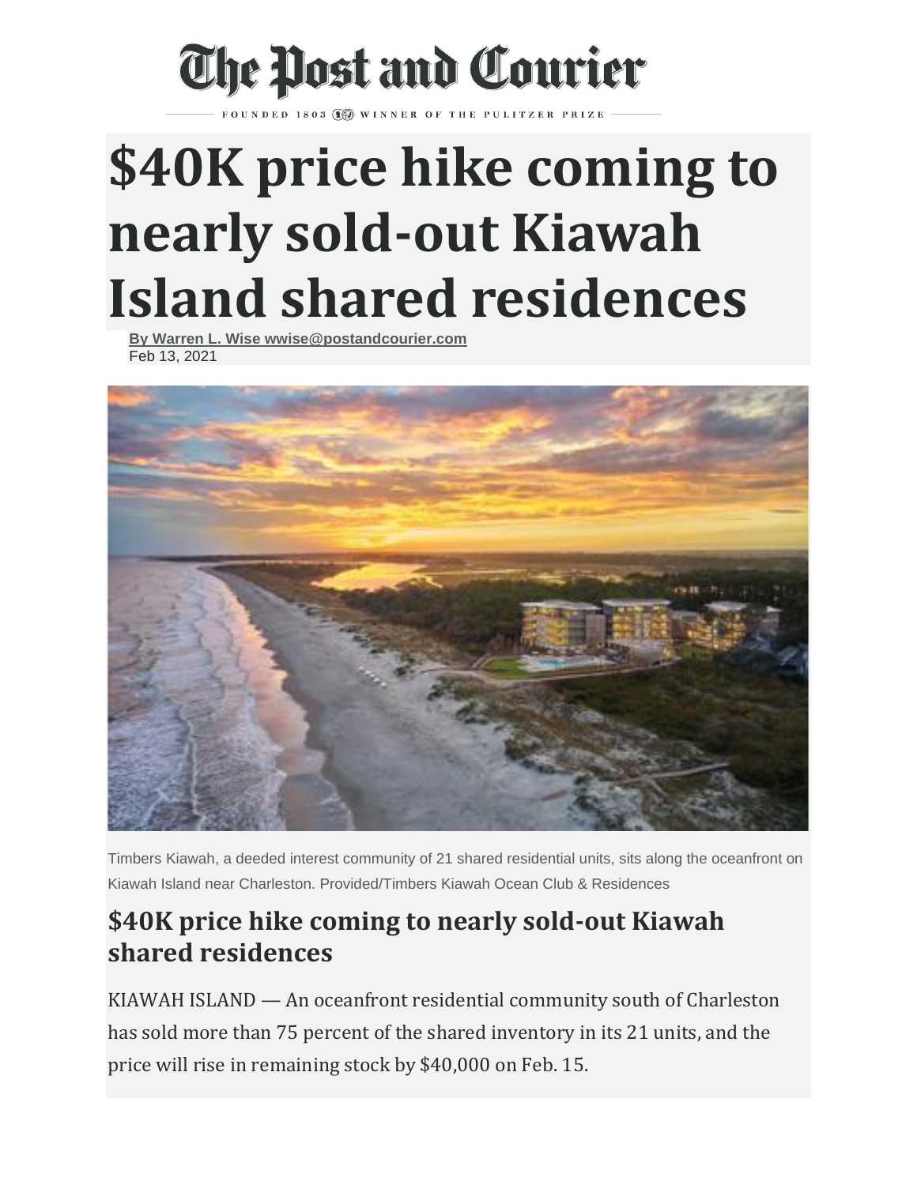# The Post and Courier

FOUNDED 1803 WINNER OF THE PULITZER PRIZE

# $40K price hike coming to nearly sold-out Kiawah Island shared residences

By Warren L. Wise wwise@postandcourier.com
Feb 13, 2021

Timbers Kiawah, a deeded interest community of 21 shared residential units, sits along the oceanfront on Kiawah Island near Charleston. Provided/Timbers Kiawah Ocean Club & Residences

## $40K price hike coming to nearly sold-out Kiawah shared residences

KIAWAH ISLAND — An oceanfront residential community south of Charleston has sold more than 75 percent of the shared inventory in its 21 units, and the price will rise in remaining stock by $40,000 on Feb. 15.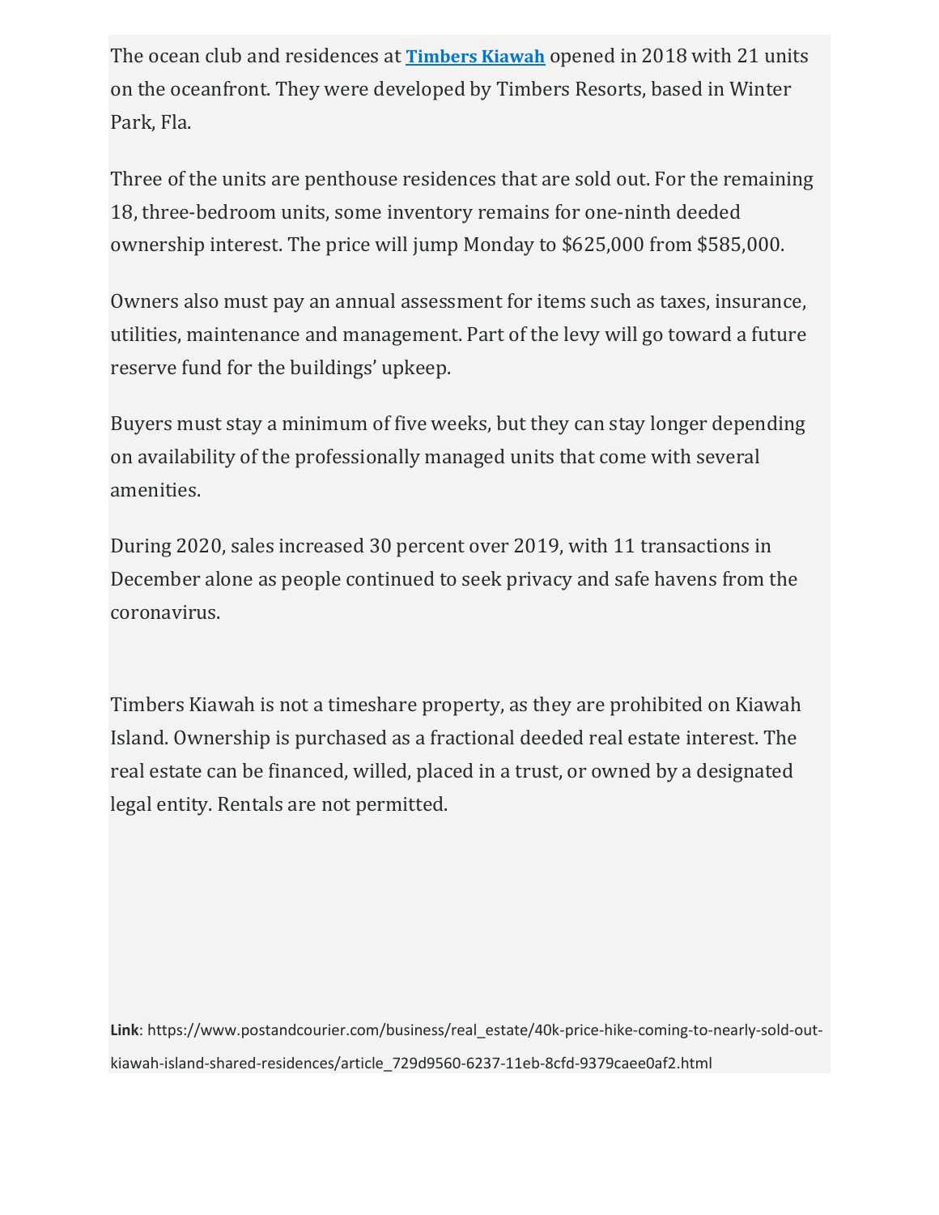The ocean club and residences at **[Timbers Kiawah](#)** opened in 2018 with 21 units on the oceanfront. They were developed by Timbers Resorts, based in Winter Park, Fla.

Three of the units are penthouse residences that are sold out. For the remaining 18, three-bedroom units, some inventory remains for one-ninth deeded ownership interest. The price will jump Monday to $625,000 from $585,000.

Owners also must pay an annual assessment for items such as taxes, insurance, utilities, maintenance and management. Part of the levy will go toward a future reserve fund for the buildings' upkeep.

Buyers must stay a minimum of five weeks, but they can stay longer depending on availability of the professionally managed units that come with several amenities.

During 2020, sales increased 30 percent over 2019, with 11 transactions in December alone as people continued to seek privacy and safe havens from the coronavirus.

Timbers Kiawah is not a timeshare property, as they are prohibited on Kiawah Island. Ownership is purchased as a fractional deeded real estate interest. The real estate can be financed, willed, placed in a trust, or owned by a designated legal entity. Rentals are not permitted.

**Link**: https://www.postandcourier.com/business/real_estate/40k-price-hike-coming-to-nearly-sold-out-kiawah-island-shared-residences/article_729d9560-6237-11eb-8cfd-9379caee0af2.html